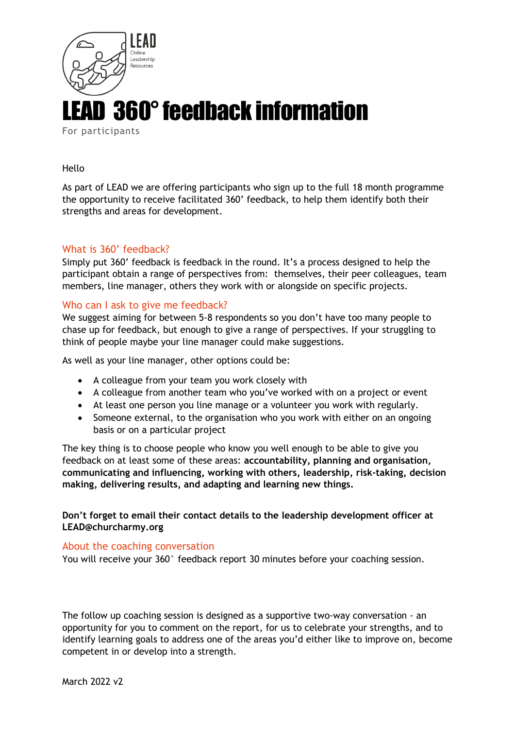LEAD
Online Leadership Resources

# LEAD 360° feedback information

For participants

Hello

As part of LEAD we are offering participants who sign up to the full 18 month programme the opportunity to receive facilitated 360' feedback, to help them identify both their strengths and areas for development.

## What is 360' feedback?

Simply put 360' feedback is feedback in the round. It's a process designed to help the participant obtain a range of perspectives from: themselves, their peer colleagues, team members, line manager, others they work with or alongside on specific projects.

## Who can I ask to give me feedback?

We suggest aiming for between 5-8 respondents so you don't have too many people to chase up for feedback, but enough to give a range of perspectives. If your struggling to think of people maybe your line manager could make suggestions.

As well as your line manager, other options could be:

- A colleague from your team you work closely with
- A colleague from another team who you've worked with on a project or event
- At least one person you line manage or a volunteer you work with regularly.
- Someone external, to the organisation who you work with either on an ongoing basis or on a particular project

The key thing is to choose people who know you well enough to be able to give you feedback on at least some of these areas: **accountability, planning and organisation, communicating and influencing, working with others, leadership, risk-taking, decision making, delivering results, and adapting and learning new things.**

**Don't forget to email their contact details to the leadership development officer at LEAD@churcharmy.org**

## About the coaching conversation

You will receive your 360˚ feedback report 30 minutes before your coaching session.

The follow up coaching session is designed as a supportive two-way conversation - an opportunity for you to comment on the report, for us to celebrate your strengths, and to identify learning goals to address one of the areas you'd either like to improve on, become competent in or develop into a strength.

March 2022 v2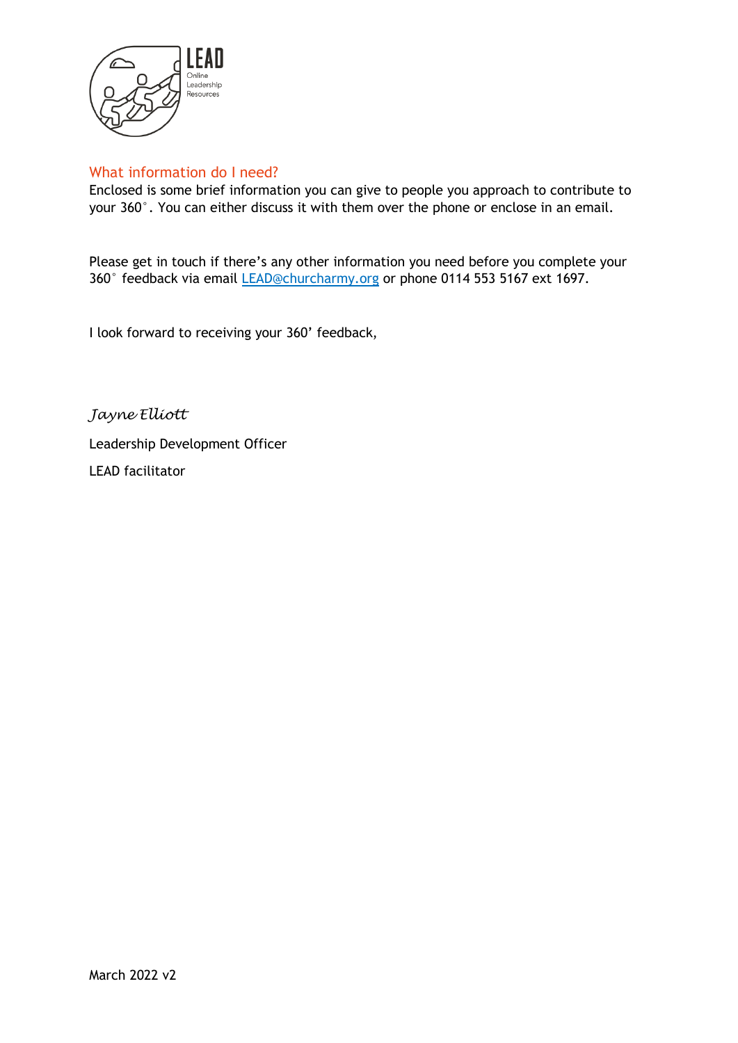## What information do I need?

Enclosed is some brief information you can give to people you approach to contribute to your 360˚. You can either discuss it with them over the phone or enclose in an email.

Please get in touch if there's any other information you need before you complete your 360˚ feedback via email [LEAD@churcharmy.org](mailto:LEAD@churcharmy.org) or phone 0114 553 5167 ext 1697.

I look forward to receiving your 360' feedback,

*Jayne Elliott*

Leadership Development Officer

LEAD facilitator

March 2022 v2